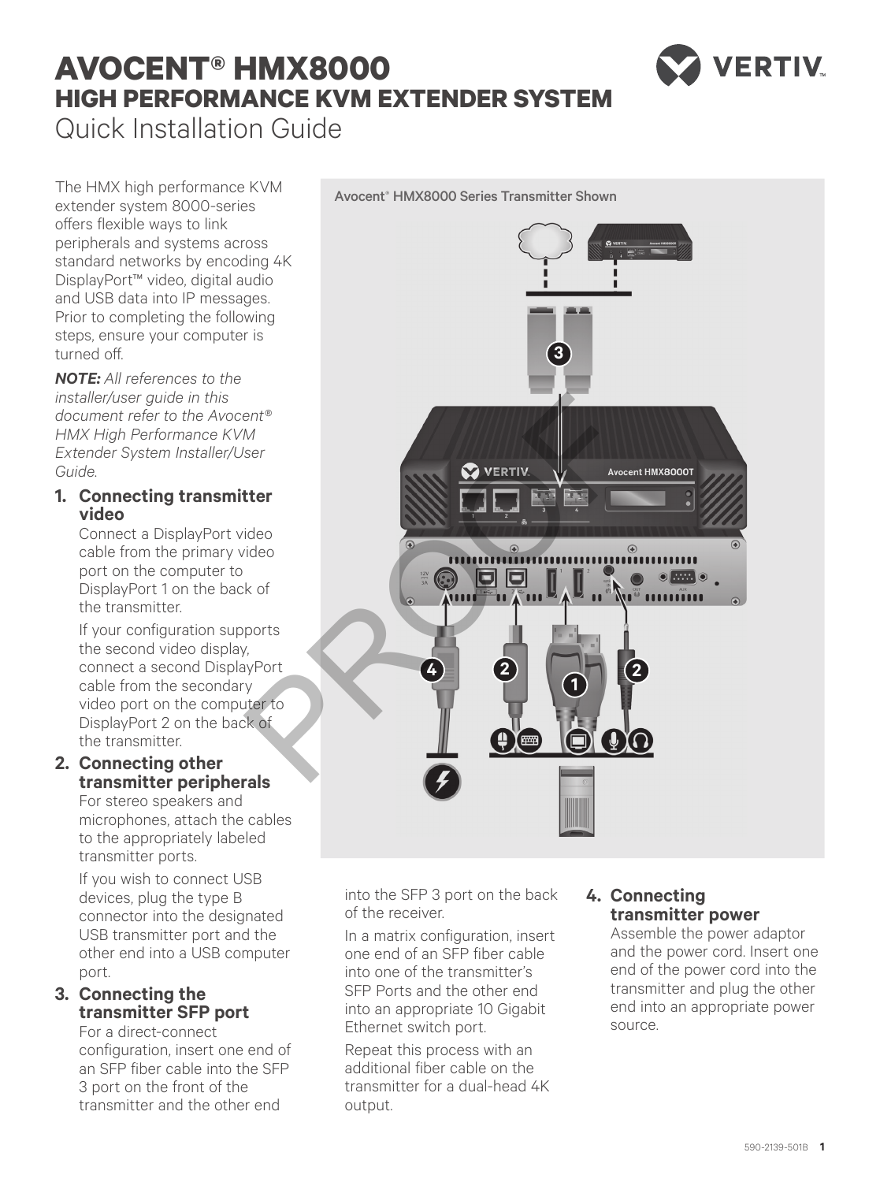# AVOCENT® HMX8000

## HIGH PERFORMANCE KVM EXTENDER SYSTEM

Quick Installation Guide

The HMX high performance KVM extender system 8000-series offers flexible ways to link peripherals and systems across standard networks by encoding 4K DisplayPort™ video, digital audio and USB data into IP messages. Prior to completing the following steps, ensure your computer is turned off.

***NOTE:*** *All references to the installer/user guide in this document refer to the Avocent® HMX High Performance KVM Extender System Installer/User Guide.*

Avocent® HMX8000 Series Transmitter Shown

### 1. Connecting transmitter video

Connect a DisplayPort video cable from the primary video port on the computer to DisplayPort 1 on the back of the transmitter.

If your configuration supports the second video display, connect a second DisplayPort cable from the secondary video port on the computer to DisplayPort 2 on the back of the transmitter.

### 2. Connecting other transmitter peripherals

For stereo speakers and microphones, attach the cables to the appropriately labeled transmitter ports.

If you wish to connect USB devices, plug the type B connector into the designated USB transmitter port and the other end into a USB computer port.

### 3. Connecting the transmitter SFP port

For a direct-connect configuration, insert one end of an SFP fiber cable into the SFP 3 port on the front of the transmitter and the other end into the SFP 3 port on the back of the receiver.

In a matrix configuration, insert one end of an SFP fiber cable into one of the transmitter's SFP Ports and the other end into an appropriate 10 Gigabit Ethernet switch port.

Repeat this process with an additional fiber cable on the transmitter for a dual-head 4K output.

### 4. Connecting transmitter power

Assemble the power adaptor and the power cord. Insert one end of the power cord into the transmitter and plug the other end into an appropriate power source.

590-2139-501B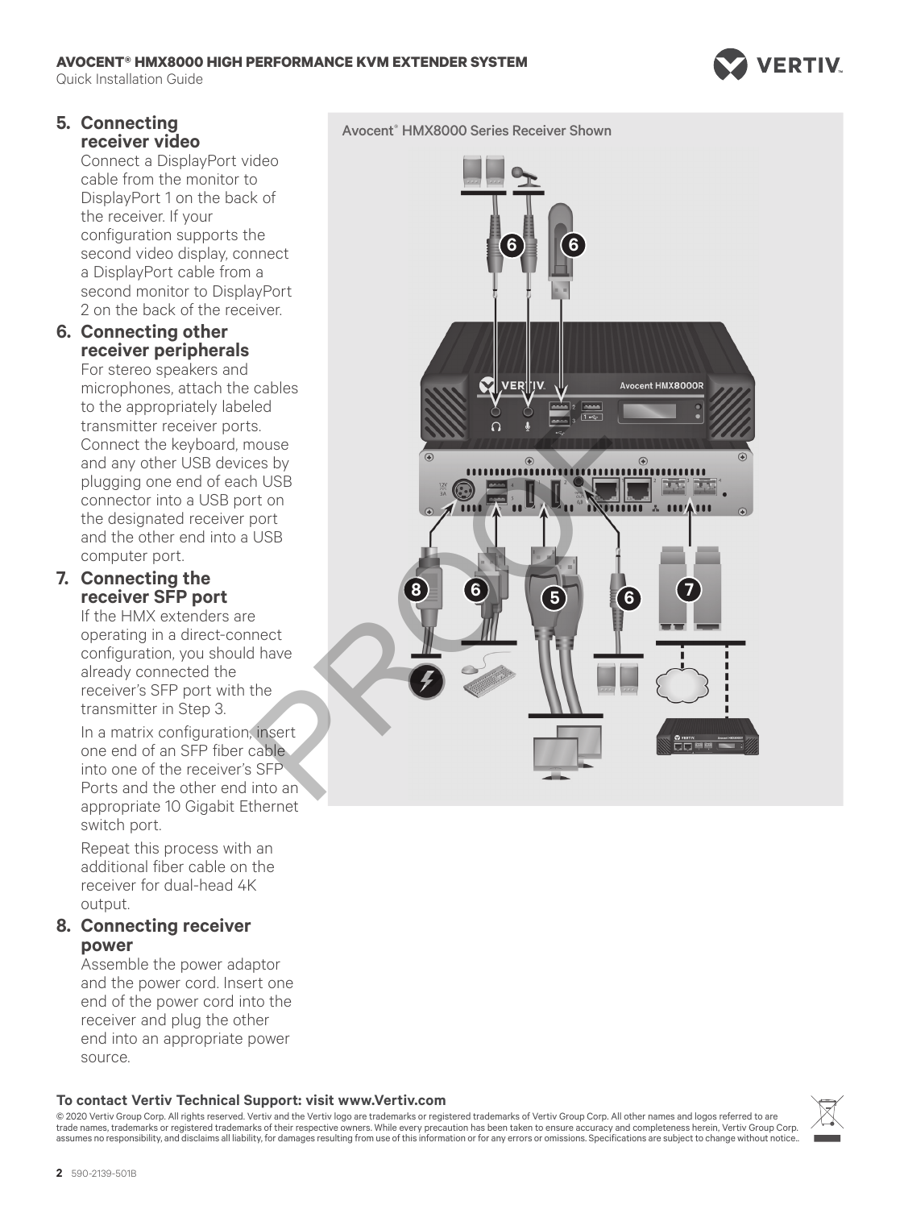## 5. Connecting receiver video

Connect a DisplayPort video cable from the monitor to DisplayPort 1 on the back of the receiver. If your configuration supports the second video display, connect a DisplayPort cable from a second monitor to DisplayPort 2 on the back of the receiver.

## 6. Connecting other receiver peripherals

For stereo speakers and microphones, attach the cables to the appropriately labeled transmitter receiver ports. Connect the keyboard, mouse and any other USB devices by plugging one end of each USB connector into a USB port on the designated receiver port and the other end into a USB computer port.

## 7. Connecting the receiver SFP port

If the HMX extenders are operating in a direct-connect configuration, you should have already connected the receiver's SFP port with the transmitter in Step 3.

In a matrix configuration, insert one end of an SFP fiber cable into one of the receiver's SFP Ports and the other end into an appropriate 10 Gigabit Ethernet switch port.

Repeat this process with an additional fiber cable on the receiver for dual-head 4K output.

## 8. Connecting receiver power

Assemble the power adaptor and the power cord. Insert one end of the power cord into the receiver and plug the other end into an appropriate power source.

Avocent® HMX8000 Series Receiver Shown

**To contact Vertiv Technical Support: visit www.Vertiv.com**

© 2020 Vertiv Group Corp. All rights reserved. Vertiv and the Vertiv logo are trademarks or registered trademarks of Vertiv Group Corp. All other names and logos referred to are trade names, trademarks or registered trademarks of their respective owners. While every precaution has been taken to ensure accuracy and completeness herein, Vertiv Group Corp. assumes no responsibility, and disclaims all liability, for damages resulting from use of this information or for any errors or omissions. Specifications are subject to change without notice..

590-2139-501B